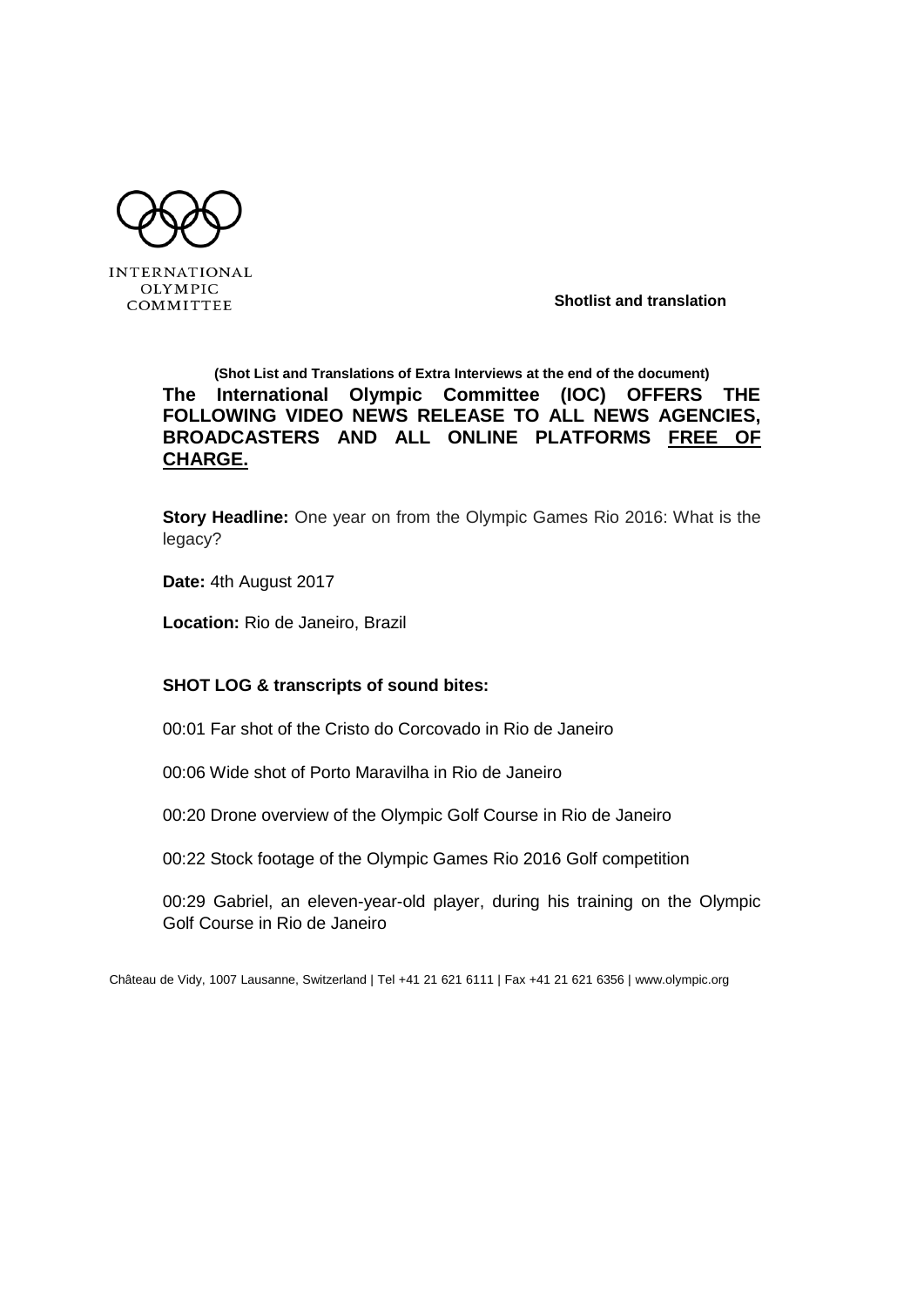INTERNATIONAL OLYMPIC COMMITTEE

**Shotlist and translation**

**(Shot List and Translations of Extra Interviews at the end of the document)**

**The International Olympic Committee (IOC) OFFERS THE FOLLOWING VIDEO NEWS RELEASE TO ALL NEWS AGENCIES, BROADCASTERS AND ALL ONLINE PLATFORMS FREE OF CHARGE.**

**Story Headline:** One year on from the Olympic Games Rio 2016: What is the legacy?

**Date:** 4th August 2017

**Location:** Rio de Janeiro, Brazil

**SHOT LOG & transcripts of sound bites:**

00:01 Far shot of the Cristo do Corcovado in Rio de Janeiro

00:06 Wide shot of Porto Maravilha in Rio de Janeiro

00:20 Drone overview of the Olympic Golf Course in Rio de Janeiro

00:22 Stock footage of the Olympic Games Rio 2016 Golf competition

00:29 Gabriel, an eleven-year-old player, during his training on the Olympic Golf Course in Rio de Janeiro

Château de Vidy, 1007 Lausanne, Switzerland | Tel +41 21 621 6111 | Fax +41 21 621 6356 | www.olympic.org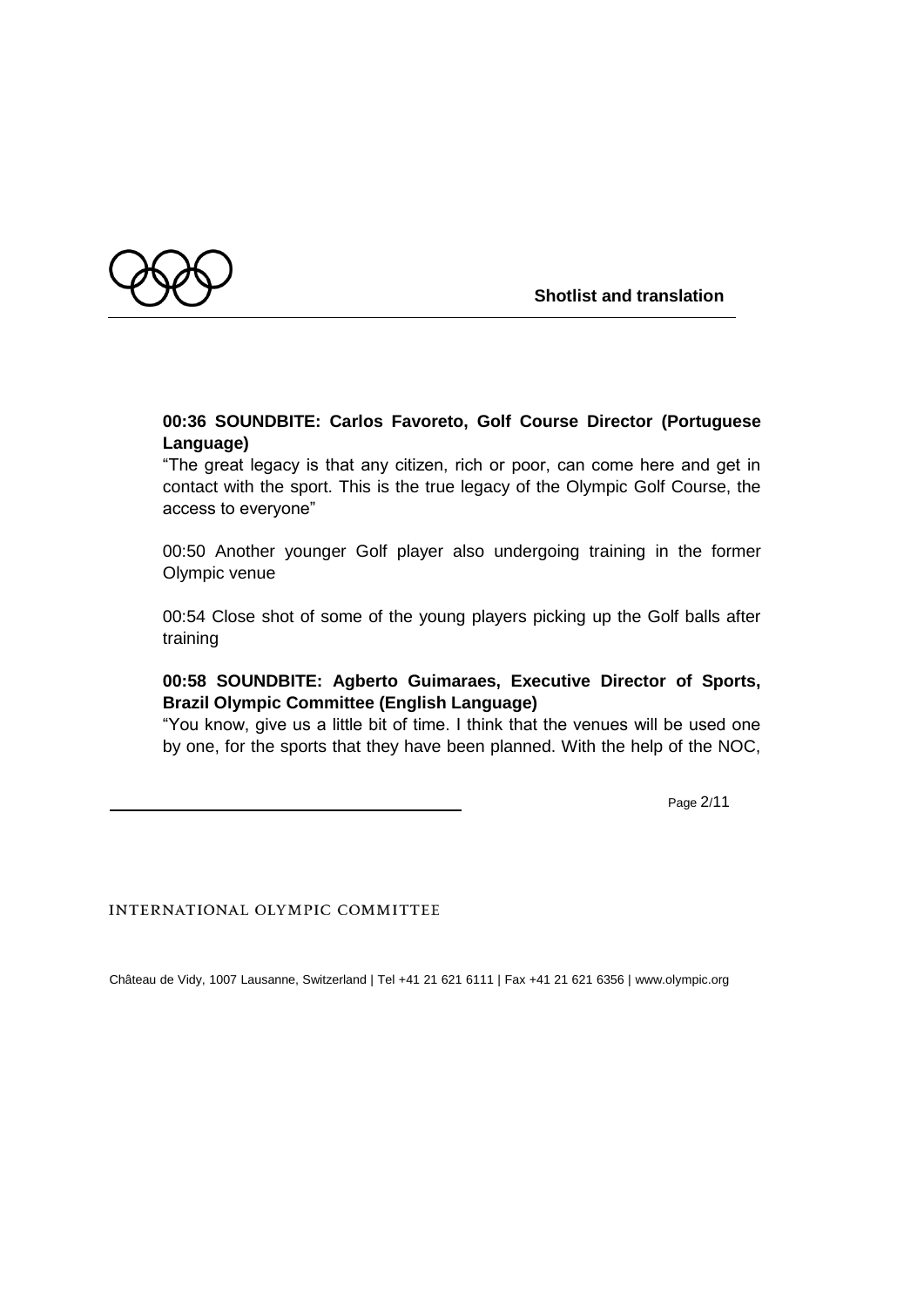**00:36 SOUNDBITE: Carlos Favoreto, Golf Course Director (Portuguese Language)**

"The great legacy is that any citizen, rich or poor, can come here and get in contact with the sport. This is the true legacy of the Olympic Golf Course, the access to everyone"

00:50 Another younger Golf player also undergoing training in the former Olympic venue

00:54 Close shot of some of the young players picking up the Golf balls after training

**00:58 SOUNDBITE: Agberto Guimaraes, Executive Director of Sports, Brazil Olympic Committee (English Language)**

"You know, give us a little bit of time. I think that the venues will be used one by one, for the sports that they have been planned. With the help of the NOC,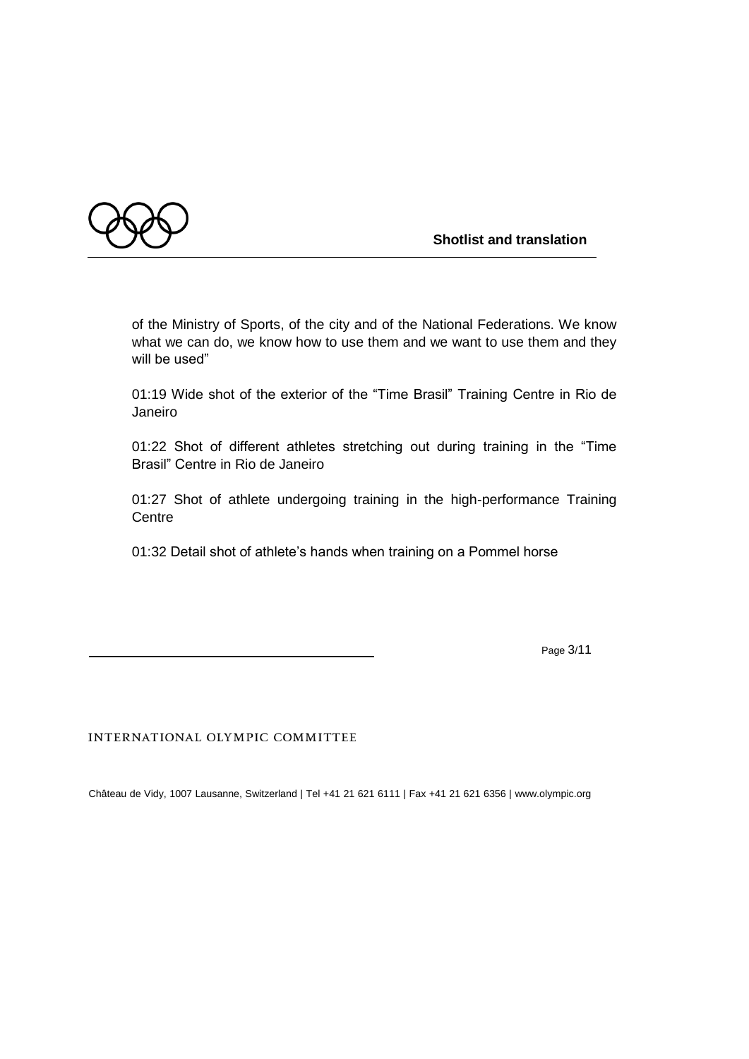of the Ministry of Sports, of the city and of the National Federations. We know what we can do, we know how to use them and we want to use them and they will be used"

01:19 Wide shot of the exterior of the "Time Brasil" Training Centre in Rio de Janeiro

01:22 Shot of different athletes stretching out during training in the "Time Brasil" Centre in Rio de Janeiro

01:27 Shot of athlete undergoing training in the high-performance Training Centre

01:32 Detail shot of athlete's hands when training on a Pommel horse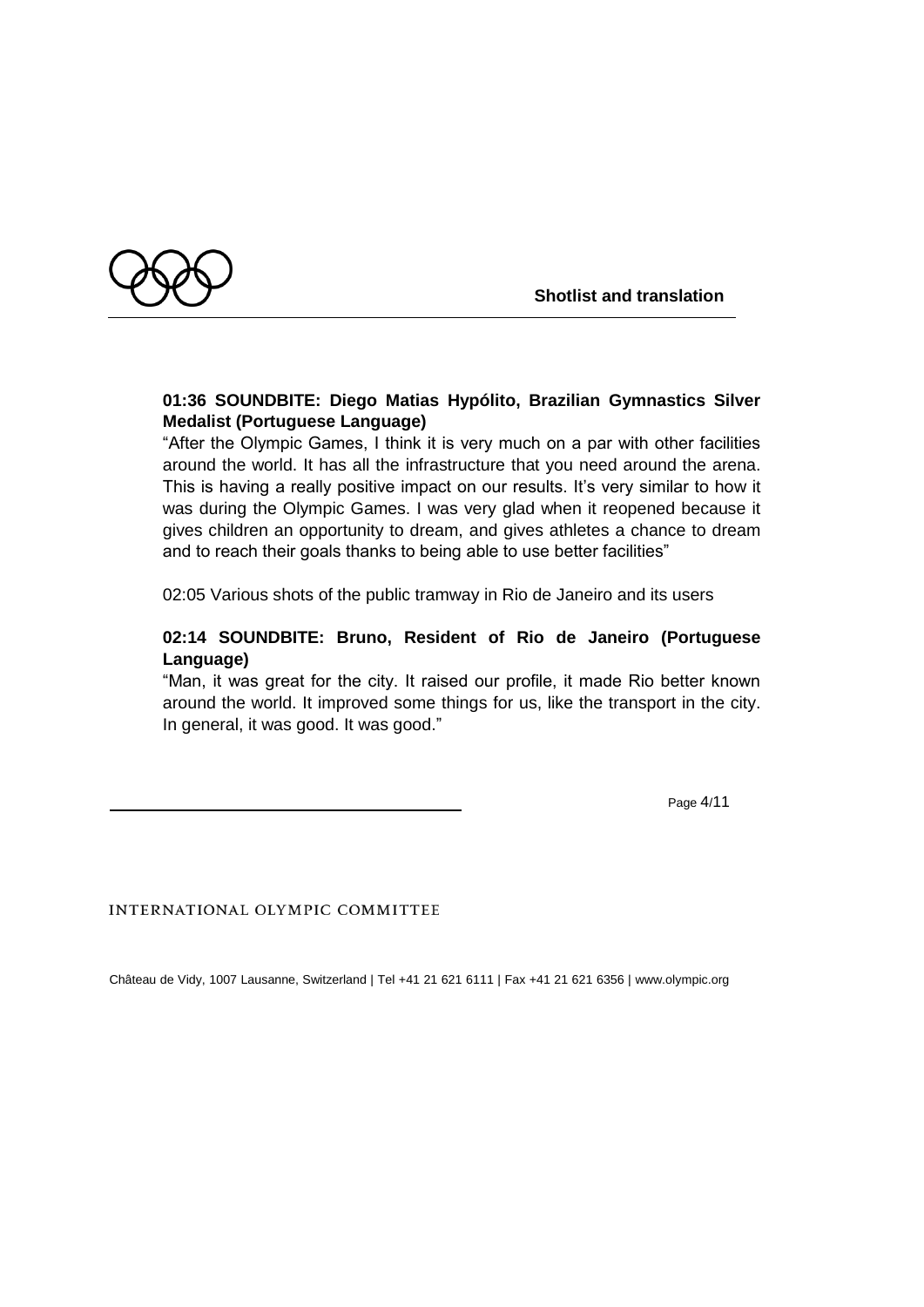**01:36 SOUNDBITE: Diego Matias Hypólito, Brazilian Gymnastics Silver Medalist (Portuguese Language)**

"After the Olympic Games, I think it is very much on a par with other facilities around the world. It has all the infrastructure that you need around the arena. This is having a really positive impact on our results. It's very similar to how it was during the Olympic Games. I was very glad when it reopened because it gives children an opportunity to dream, and gives athletes a chance to dream and to reach their goals thanks to being able to use better facilities"

02:05 Various shots of the public tramway in Rio de Janeiro and its users

**02:14 SOUNDBITE: Bruno, Resident of Rio de Janeiro (Portuguese Language)**

"Man, it was great for the city. It raised our profile, it made Rio better known around the world. It improved some things for us, like the transport in the city. In general, it was good. It was good."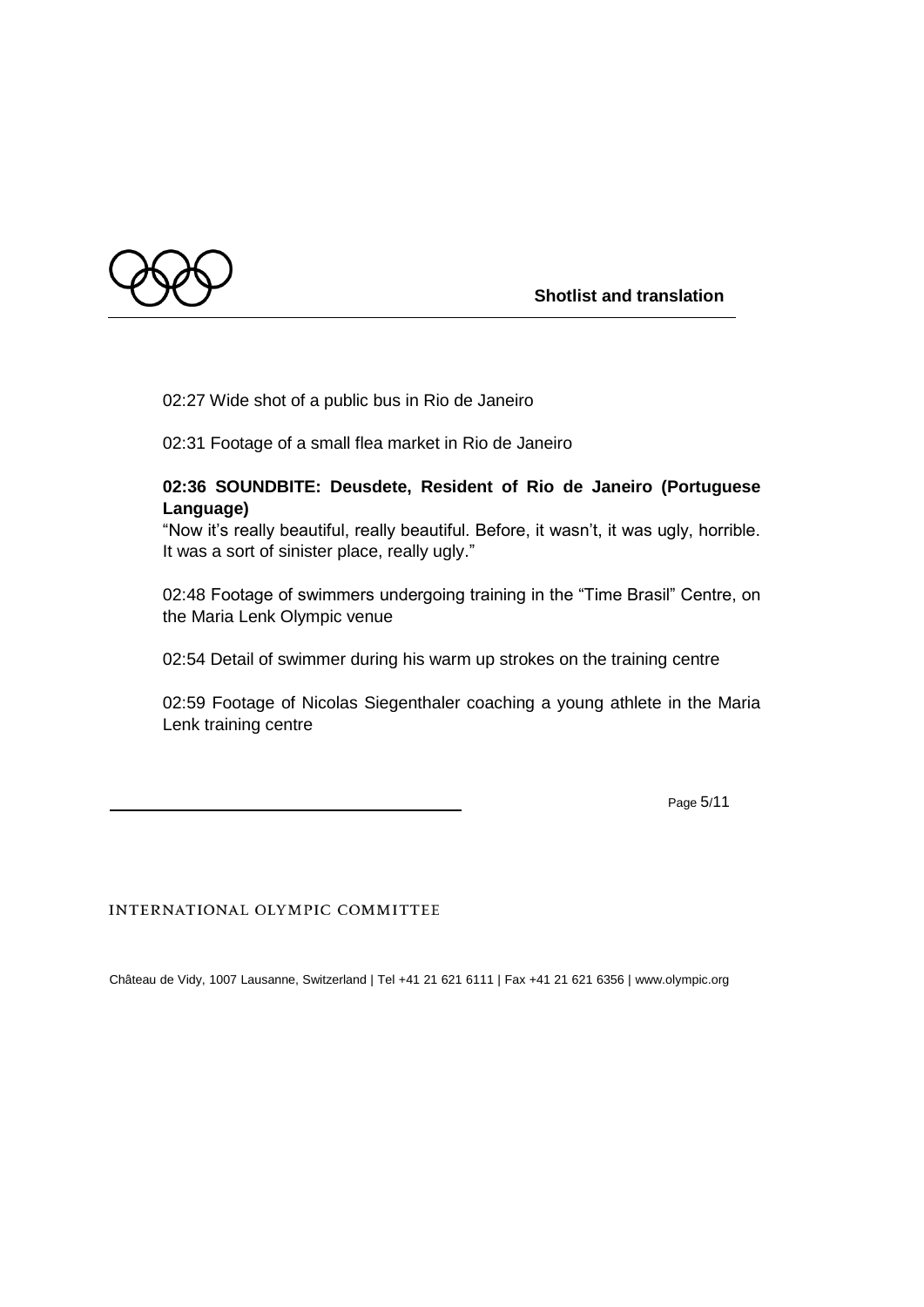02:27 Wide shot of a public bus in Rio de Janeiro

02:31 Footage of a small flea market in Rio de Janeiro

**02:36 SOUNDBITE: Deusdete, Resident of Rio de Janeiro (Portuguese Language)**

"Now it's really beautiful, really beautiful. Before, it wasn't, it was ugly, horrible. It was a sort of sinister place, really ugly."

02:48 Footage of swimmers undergoing training in the "Time Brasil" Centre, on the Maria Lenk Olympic venue

02:54 Detail of swimmer during his warm up strokes on the training centre

02:59 Footage of Nicolas Siegenthaler coaching a young athlete in the Maria Lenk training centre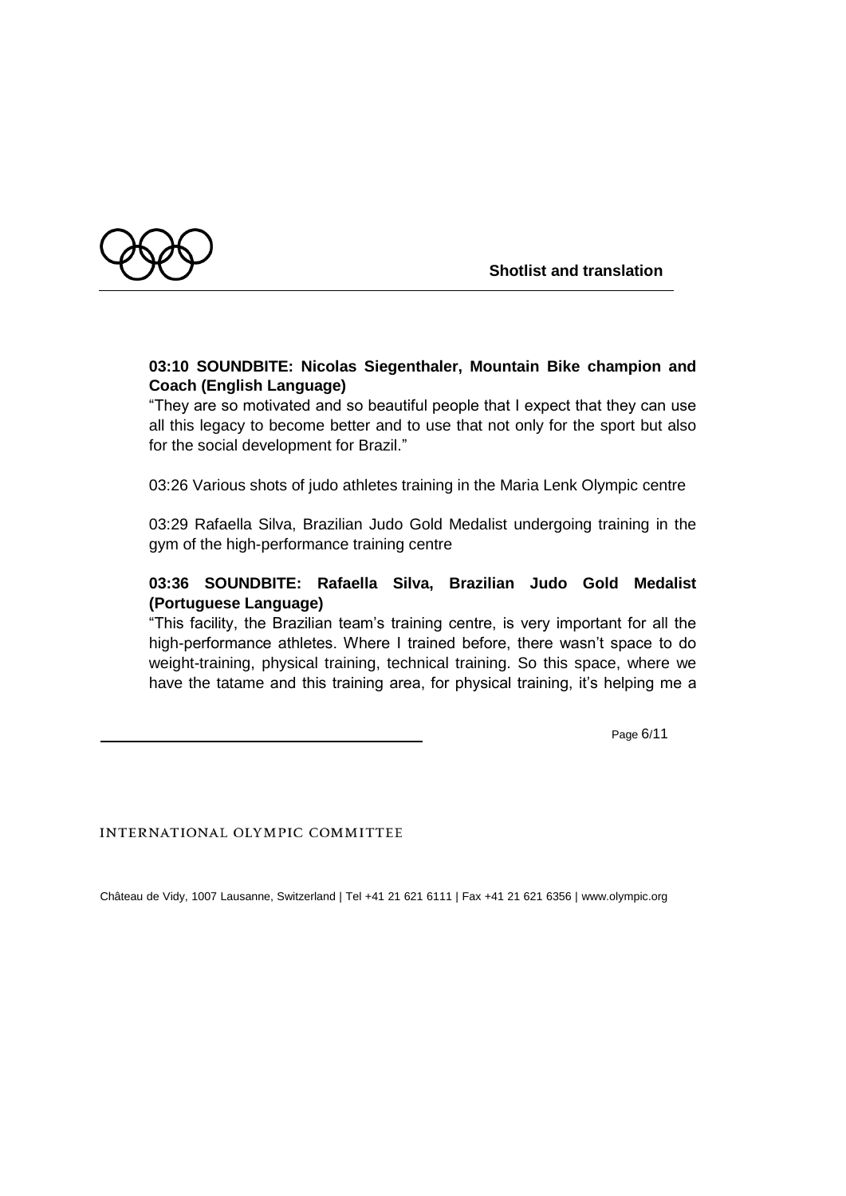**03:10 SOUNDBITE: Nicolas Siegenthaler, Mountain Bike champion and Coach (English Language)**

"They are so motivated and so beautiful people that I expect that they can use all this legacy to become better and to use that not only for the sport but also for the social development for Brazil."

03:26 Various shots of judo athletes training in the Maria Lenk Olympic centre

03:29 Rafaella Silva, Brazilian Judo Gold Medalist undergoing training in the gym of the high-performance training centre

**03:36 SOUNDBITE: Rafaella Silva, Brazilian Judo Gold Medalist (Portuguese Language)**

"This facility, the Brazilian team's training centre, is very important for all the high-performance athletes. Where I trained before, there wasn't space to do weight-training, physical training, technical training. So this space, where we have the tatame and this training area, for physical training, it's helping me a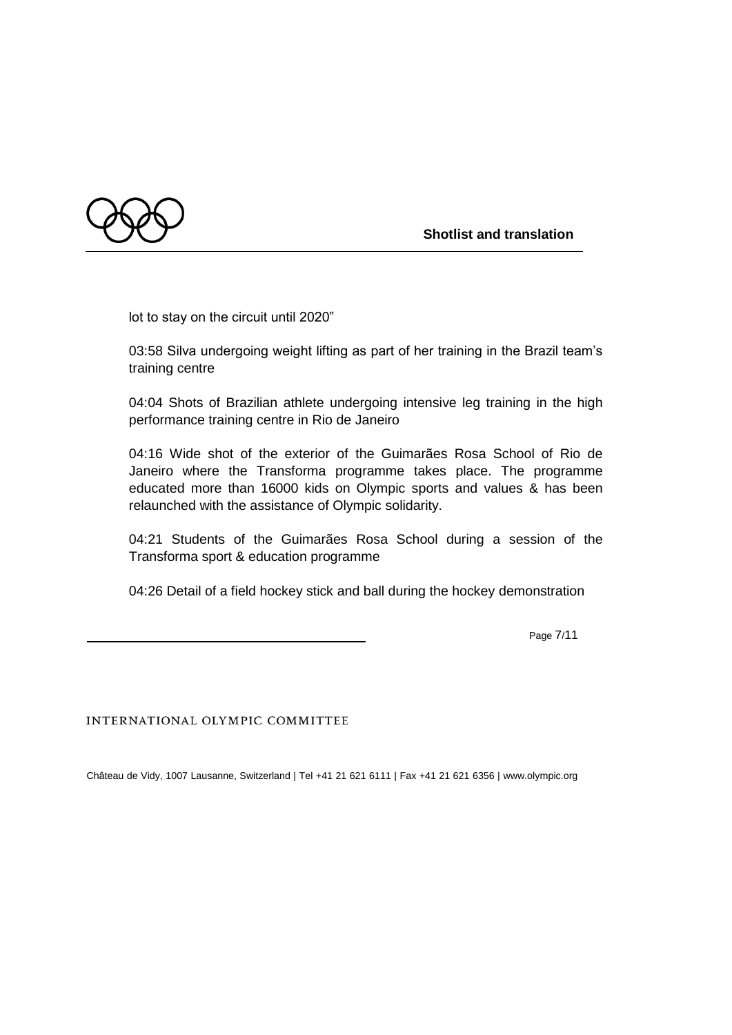lot to stay on the circuit until 2020"

03:58 Silva undergoing weight lifting as part of her training in the Brazil team's training centre

04:04 Shots of Brazilian athlete undergoing intensive leg training in the high performance training centre in Rio de Janeiro

04:16 Wide shot of the exterior of the Guimarães Rosa School of Rio de Janeiro where the Transforma programme takes place. The programme educated more than 16000 kids on Olympic sports and values & has been relaunched with the assistance of Olympic solidarity.

04:21 Students of the Guimarães Rosa School during a session of the Transforma sport & education programme

04:26 Detail of a field hockey stick and ball during the hockey demonstration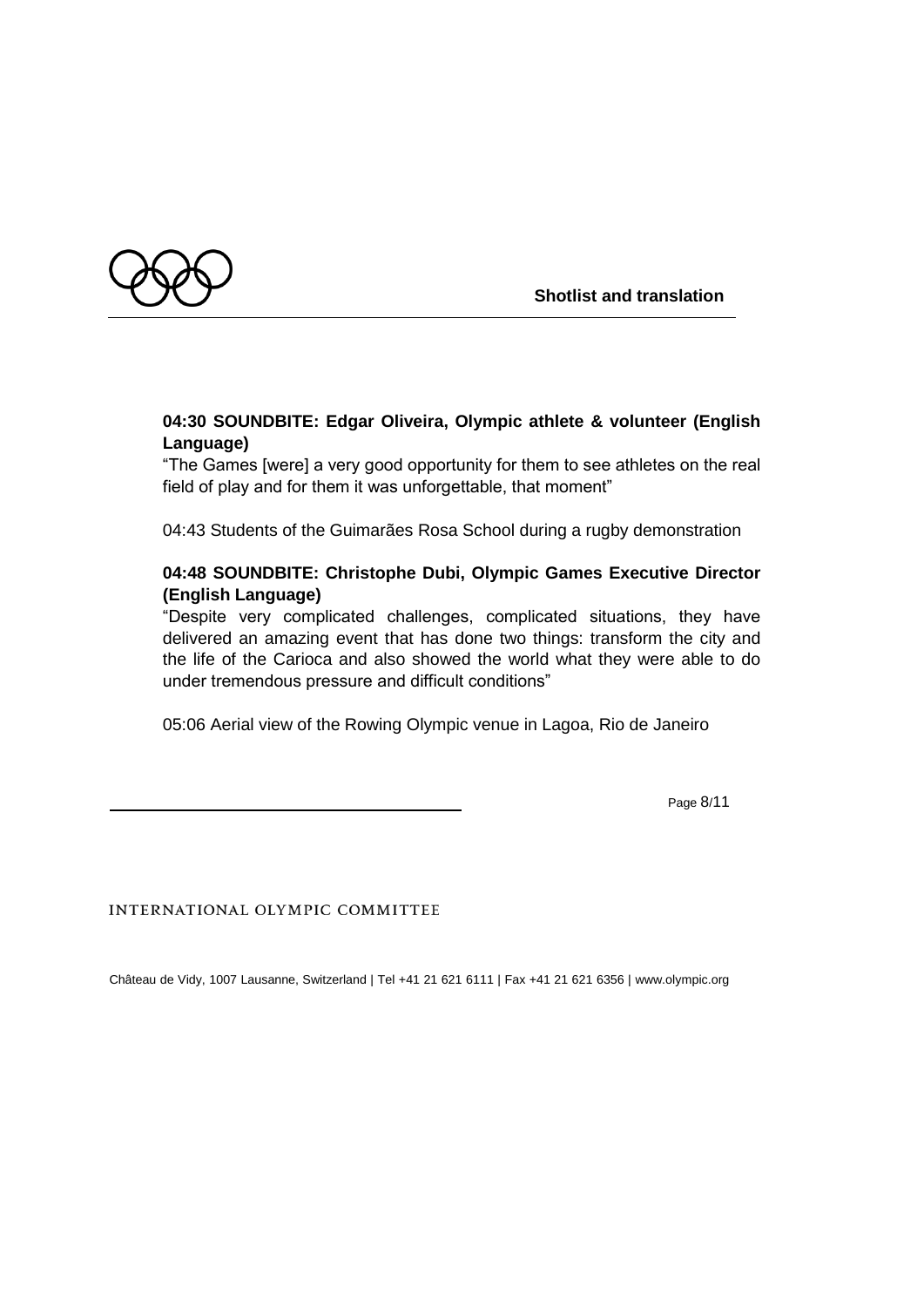**04:30 SOUNDBITE: Edgar Oliveira, Olympic athlete & volunteer (English Language)**

"The Games [were] a very good opportunity for them to see athletes on the real field of play and for them it was unforgettable, that moment"

04:43 Students of the Guimarães Rosa School during a rugby demonstration

**04:48 SOUNDBITE: Christophe Dubi, Olympic Games Executive Director (English Language)**

"Despite very complicated challenges, complicated situations, they have delivered an amazing event that has done two things: transform the city and the life of the Carioca and also showed the world what they were able to do under tremendous pressure and difficult conditions"

05:06 Aerial view of the Rowing Olympic venue in Lagoa, Rio de Janeiro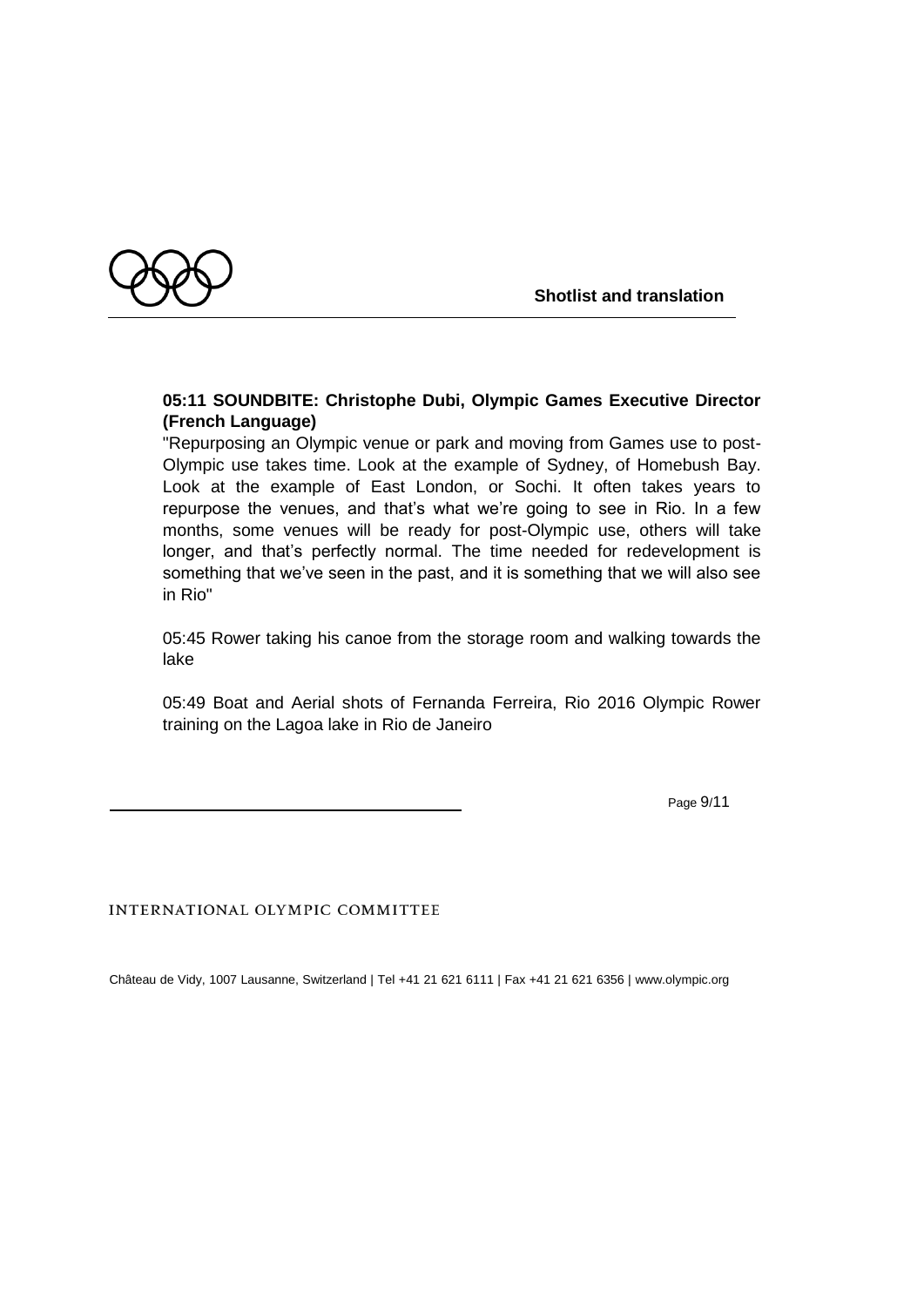**05:11 SOUNDBITE: Christophe Dubi, Olympic Games Executive Director (French Language)**

"Repurposing an Olympic venue or park and moving from Games use to post-Olympic use takes time. Look at the example of Sydney, of Homebush Bay. Look at the example of East London, or Sochi. It often takes years to repurpose the venues, and that's what we're going to see in Rio. In a few months, some venues will be ready for post-Olympic use, others will take longer, and that's perfectly normal. The time needed for redevelopment is something that we've seen in the past, and it is something that we will also see in Rio"

05:45 Rower taking his canoe from the storage room and walking towards the lake

05:49 Boat and Aerial shots of Fernanda Ferreira, Rio 2016 Olympic Rower training on the Lagoa lake in Rio de Janeiro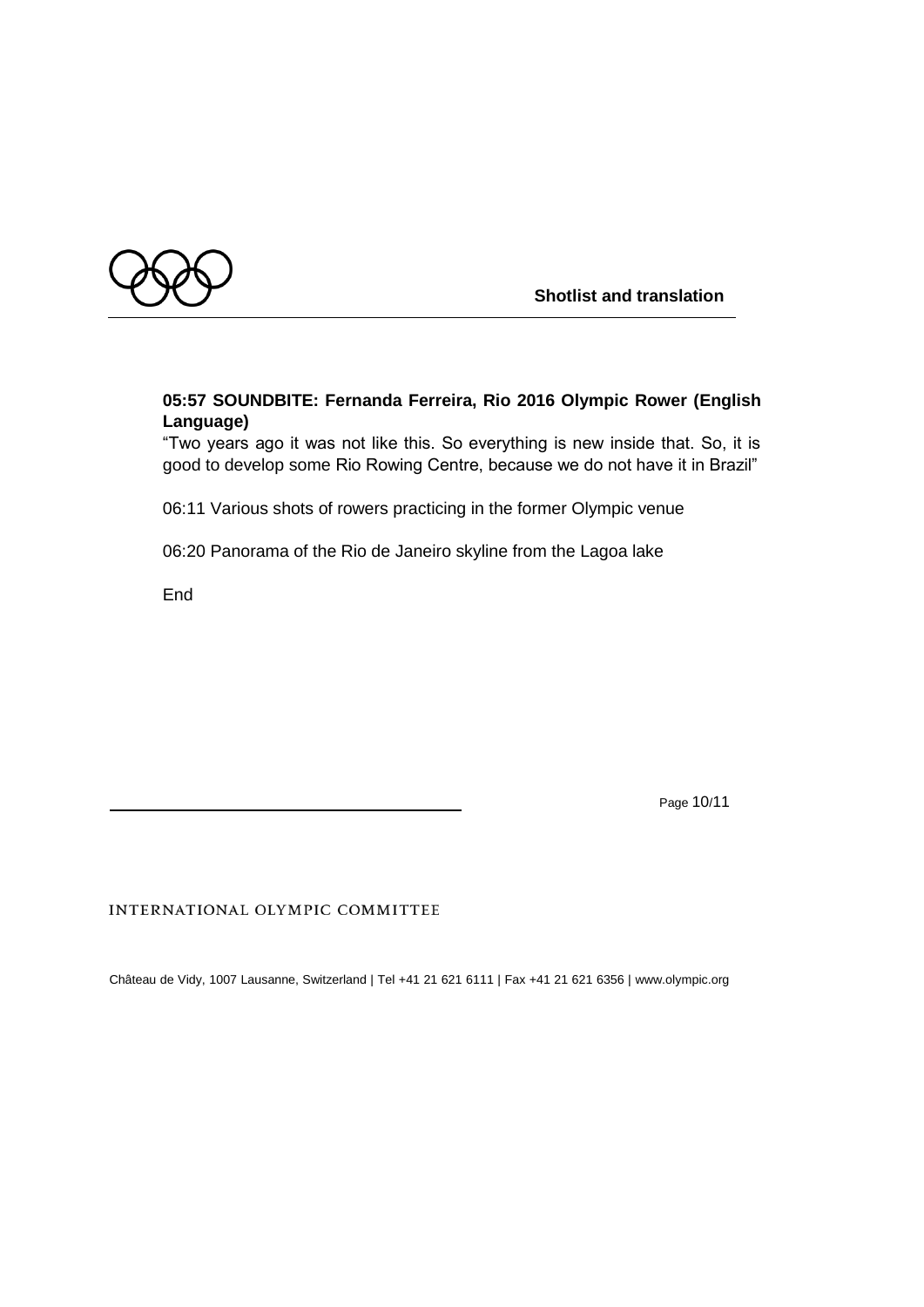**05:57 SOUNDBITE: Fernanda Ferreira, Rio 2016 Olympic Rower (English Language)**

"Two years ago it was not like this. So everything is new inside that. So, it is good to develop some Rio Rowing Centre, because we do not have it in Brazil"

06:11 Various shots of rowers practicing in the former Olympic venue

06:20 Panorama of the Rio de Janeiro skyline from the Lagoa lake

End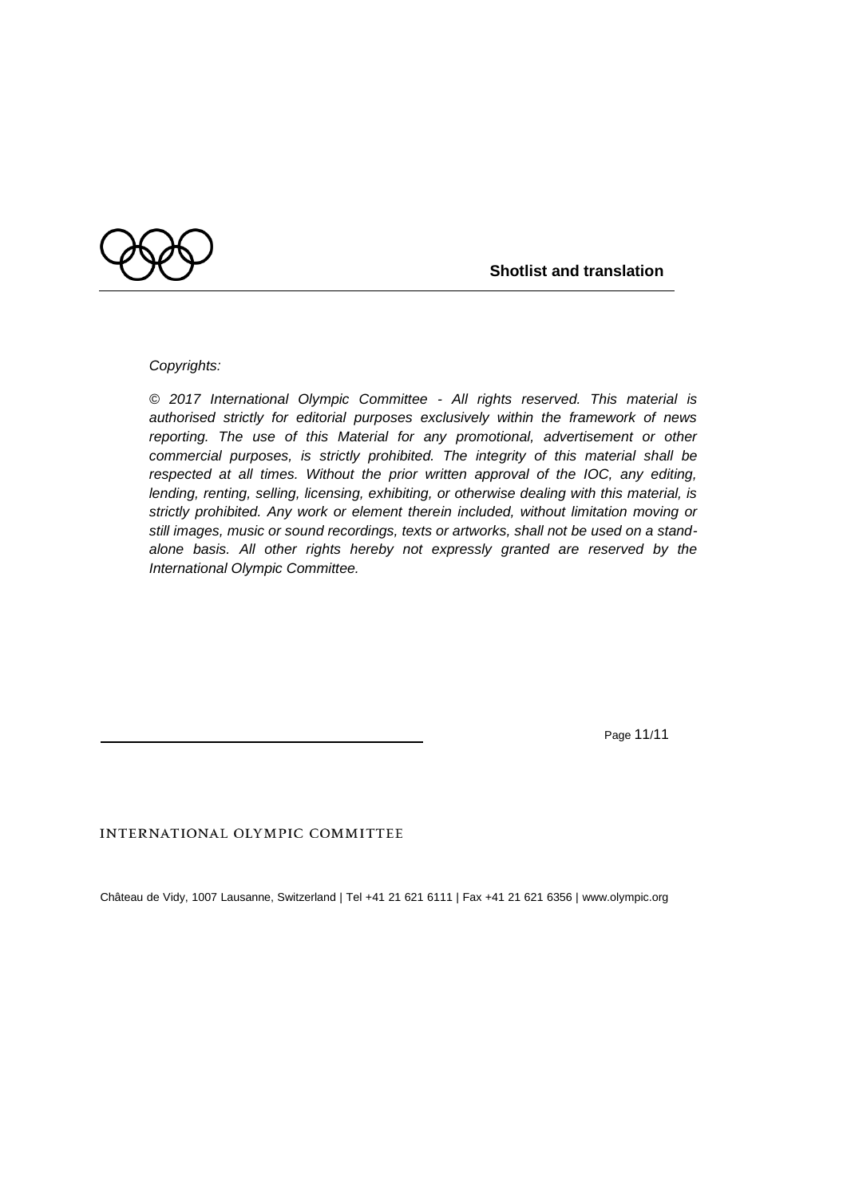*Copyrights:*

*© 2017 International Olympic Committee - All rights reserved. This material is authorised strictly for editorial purposes exclusively within the framework of news reporting. The use of this Material for any promotional, advertisement or other commercial purposes, is strictly prohibited. The integrity of this material shall be respected at all times. Without the prior written approval of the IOC, any editing, lending, renting, selling, licensing, exhibiting, or otherwise dealing with this material, is strictly prohibited. Any work or element therein included, without limitation moving or still images, music or sound recordings, texts or artworks, shall not be used on a stand-alone basis. All other rights hereby not expressly granted are reserved by the International Olympic Committee.*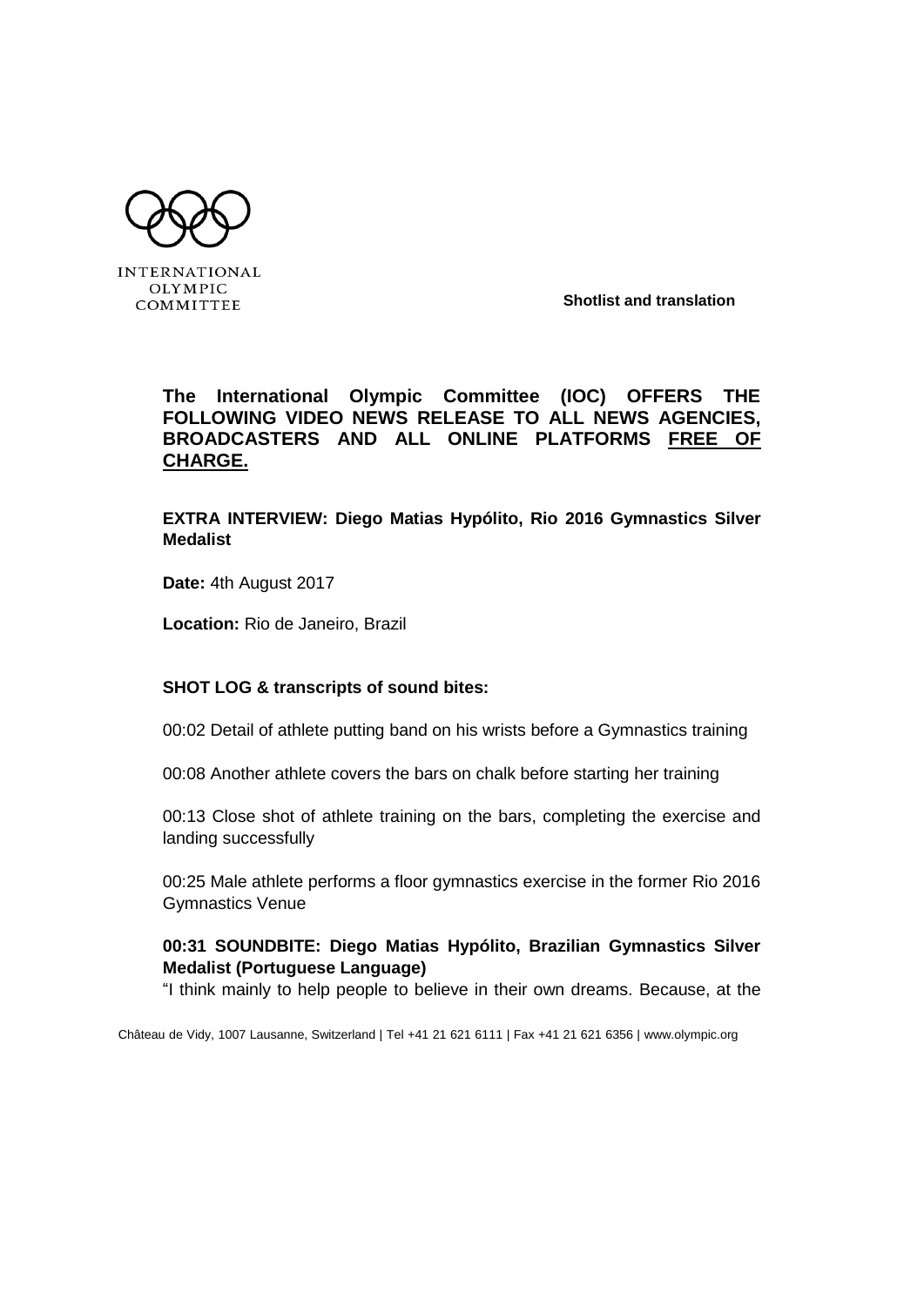INTERNATIONAL OLYMPIC COMMITTEE

**Shotlist and translation**

**The International Olympic Committee (IOC) OFFERS THE FOLLOWING VIDEO NEWS RELEASE TO ALL NEWS AGENCIES, BROADCASTERS AND ALL ONLINE PLATFORMS FREE OF CHARGE.**

**EXTRA INTERVIEW: Diego Matias Hypólito, Rio 2016 Gymnastics Silver Medalist**

**Date:** 4th August 2017

**Location:** Rio de Janeiro, Brazil

**SHOT LOG & transcripts of sound bites:**

00:02 Detail of athlete putting band on his wrists before a Gymnastics training

00:08 Another athlete covers the bars on chalk before starting her training

00:13 Close shot of athlete training on the bars, completing the exercise and landing successfully

00:25 Male athlete performs a floor gymnastics exercise in the former Rio 2016 Gymnastics Venue

**00:31 SOUNDBITE: Diego Matias Hypólito, Brazilian Gymnastics Silver Medalist (Portuguese Language)**

"I think mainly to help people to believe in their own dreams. Because, at the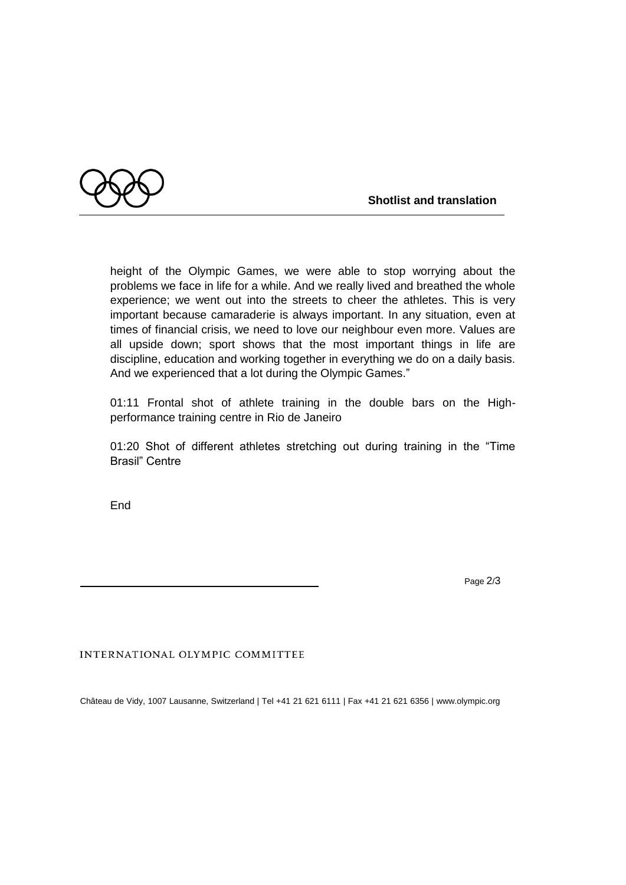height of the Olympic Games, we were able to stop worrying about the problems we face in life for a while. And we really lived and breathed the whole experience; we went out into the streets to cheer the athletes. This is very important because camaraderie is always important. In any situation, even at times of financial crisis, we need to love our neighbour even more. Values are all upside down; sport shows that the most important things in life are discipline, education and working together in everything we do on a daily basis. And we experienced that a lot during the Olympic Games."

01:11 Frontal shot of athlete training in the double bars on the High-performance training centre in Rio de Janeiro

01:20 Shot of different athletes stretching out during training in the "Time Brasil" Centre

End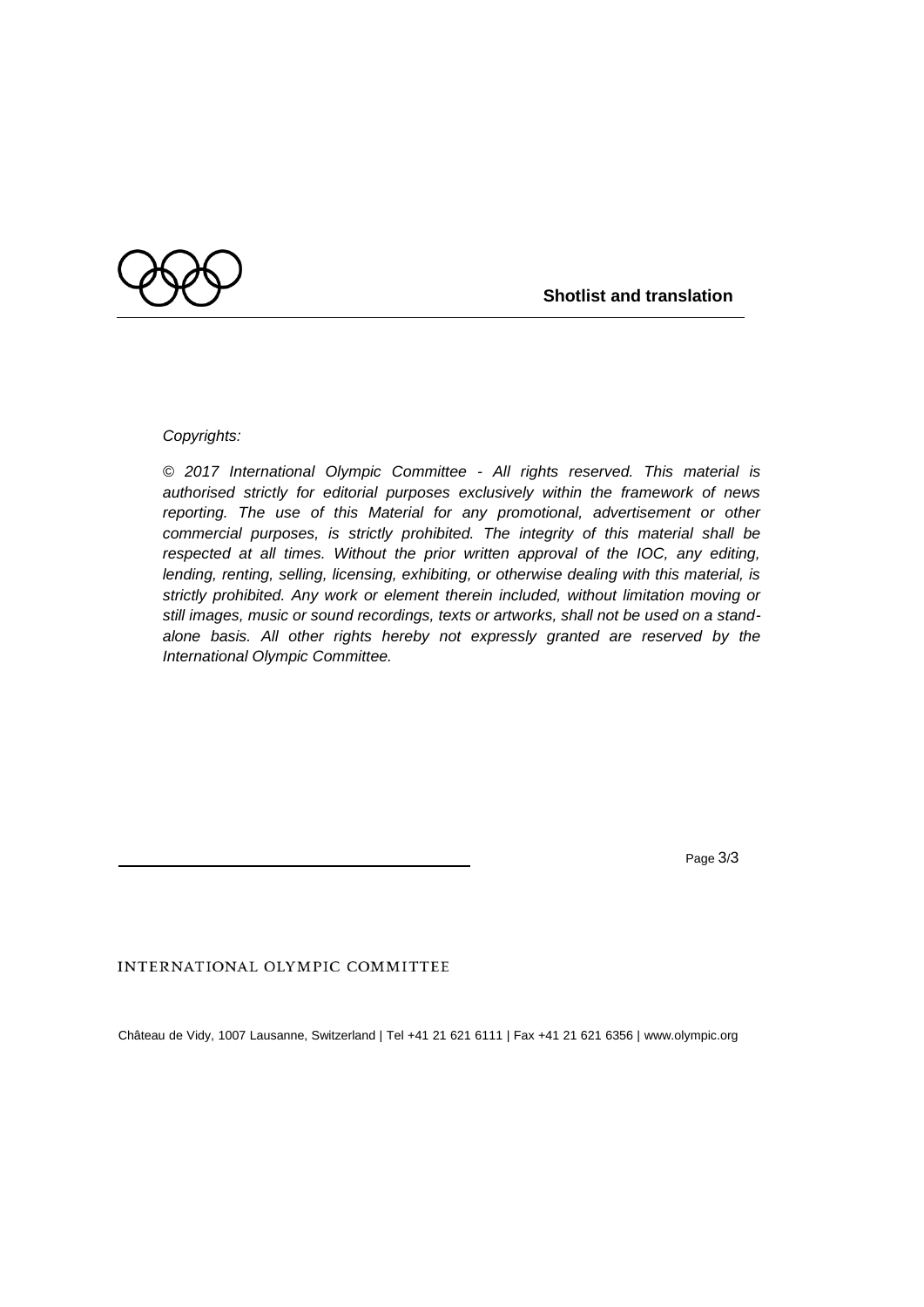**Shotlist and translation**

*Copyrights:*

*© 2017 International Olympic Committee - All rights reserved. This material is authorised strictly for editorial purposes exclusively within the framework of news reporting. The use of this Material for any promotional, advertisement or other commercial purposes, is strictly prohibited. The integrity of this material shall be respected at all times. Without the prior written approval of the IOC, any editing, lending, renting, selling, licensing, exhibiting, or otherwise dealing with this material, is strictly prohibited. Any work or element therein included, without limitation moving or still images, music or sound recordings, texts or artworks, shall not be used on a stand-alone basis. All other rights hereby not expressly granted are reserved by the International Olympic Committee.*

INTERNATIONAL OLYMPIC COMMITTEE

Château de Vidy, 1007 Lausanne, Switzerland | Tel +41 21 621 6111 | Fax +41 21 621 6356 | www.olympic.org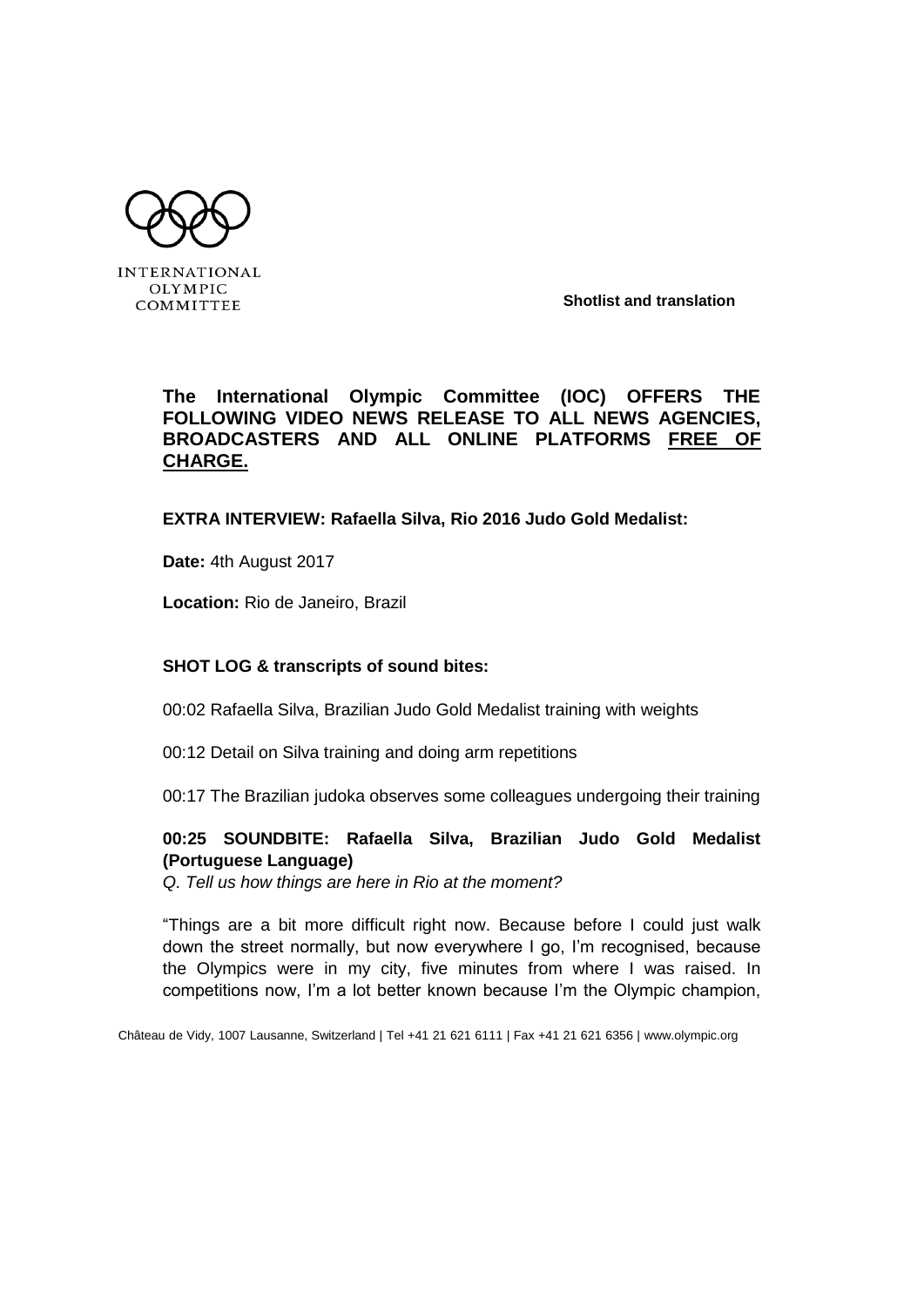INTERNATIONAL OLYMPIC COMMITTEE

**Shotlist and translation**

## The International Olympic Committee (IOC) OFFERS THE FOLLOWING VIDEO NEWS RELEASE TO ALL NEWS AGENCIES, BROADCASTERS AND ALL ONLINE PLATFORMS FREE OF CHARGE.

**EXTRA INTERVIEW: Rafaella Silva, Rio 2016 Judo Gold Medalist:**

**Date:** 4th August 2017

**Location:** Rio de Janeiro, Brazil

**SHOT LOG & transcripts of sound bites:**

00:02 Rafaella Silva, Brazilian Judo Gold Medalist training with weights

00:12 Detail on Silva training and doing arm repetitions

00:17 The Brazilian judoka observes some colleagues undergoing their training

**00:25 SOUNDBITE: Rafaella Silva, Brazilian Judo Gold Medalist (Portuguese Language)**

*Q. Tell us how things are here in Rio at the moment?*

"Things are a bit more difficult right now. Because before I could just walk down the street normally, but now everywhere I go, I'm recognised, because the Olympics were in my city, five minutes from where I was raised. In competitions now, I'm a lot better known because I'm the Olympic champion,

Château de Vidy, 1007 Lausanne, Switzerland | Tel +41 21 621 6111 | Fax +41 21 621 6356 | www.olympic.org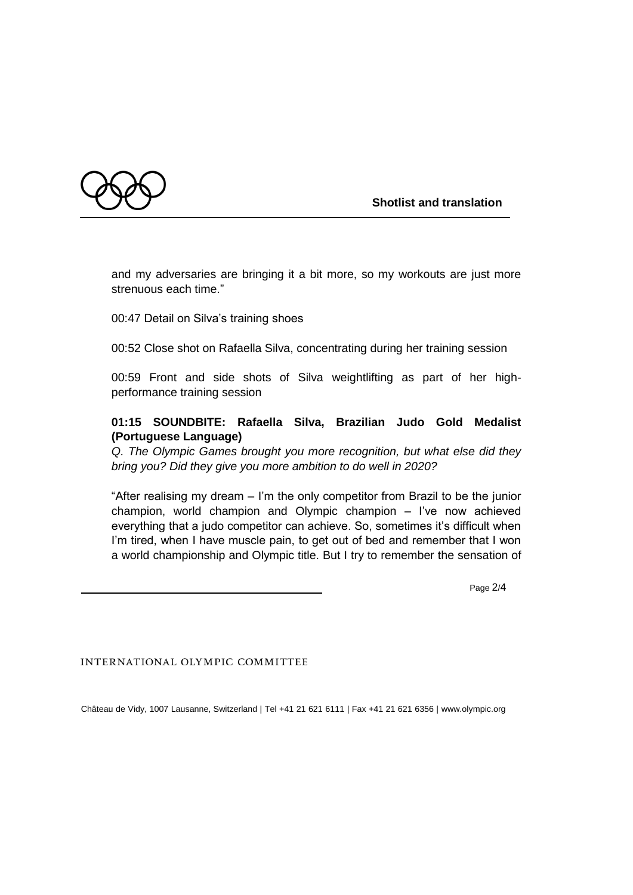and my adversaries are bringing it a bit more, so my workouts are just more strenuous each time."

00:47 Detail on Silva's training shoes

00:52 Close shot on Rafaella Silva, concentrating during her training session

00:59 Front and side shots of Silva weightlifting as part of her high-performance training session

**01:15 SOUNDBITE: Rafaella Silva, Brazilian Judo Gold Medalist (Portuguese Language)**

*Q. The Olympic Games brought you more recognition, but what else did they bring you? Did they give you more ambition to do well in 2020?*

"After realising my dream – I'm the only competitor from Brazil to be the junior champion, world champion and Olympic champion – I've now achieved everything that a judo competitor can achieve. So, sometimes it's difficult when I'm tired, when I have muscle pain, to get out of bed and remember that I won a world championship and Olympic title. But I try to remember the sensation of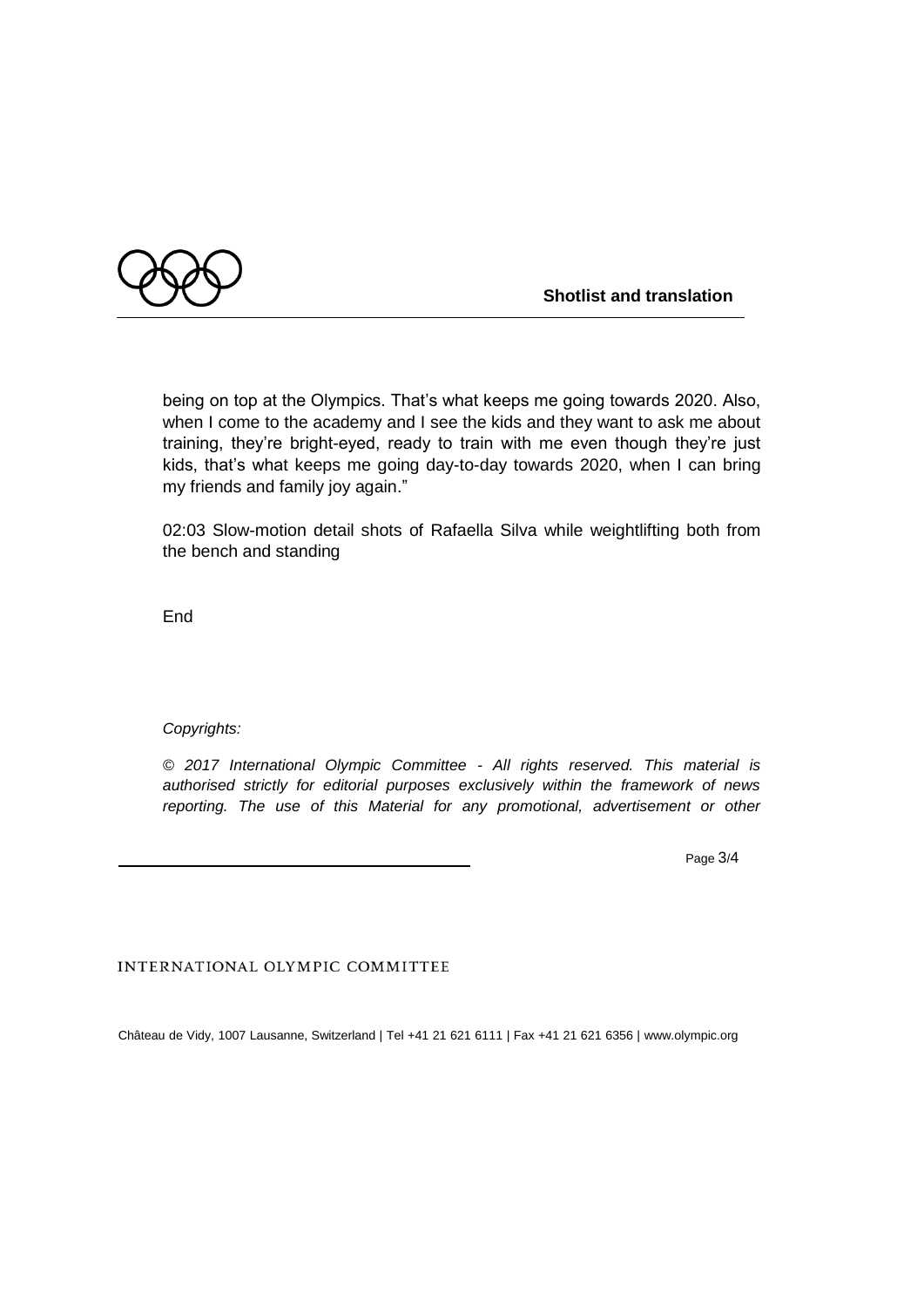being on top at the Olympics. That's what keeps me going towards 2020. Also, when I come to the academy and I see the kids and they want to ask me about training, they're bright-eyed, ready to train with me even though they're just kids, that's what keeps me going day-to-day towards 2020, when I can bring my friends and family joy again."

02:03 Slow-motion detail shots of Rafaella Silva while weightlifting both from the bench and standing

End

*Copyrights:*

*© 2017 International Olympic Committee - All rights reserved. This material is authorised strictly for editorial purposes exclusively within the framework of news reporting. The use of this Material for any promotional, advertisement or other*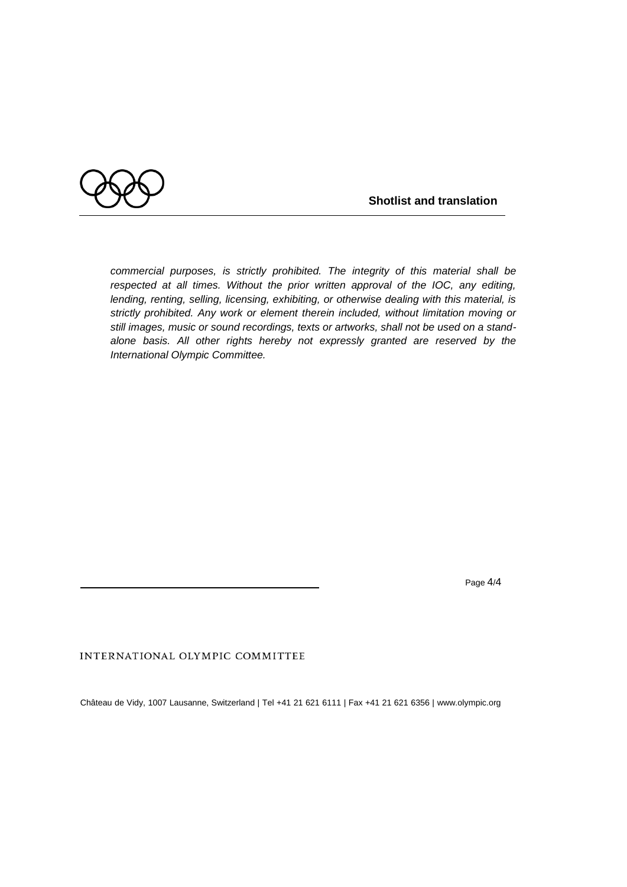*commercial purposes, is strictly prohibited. The integrity of this material shall be respected at all times. Without the prior written approval of the IOC, any editing, lending, renting, selling, licensing, exhibiting, or otherwise dealing with this material, is strictly prohibited. Any work or element therein included, without limitation moving or still images, music or sound recordings, texts or artworks, shall not be used on a stand-alone basis. All other rights hereby not expressly granted are reserved by the International Olympic Committee.*